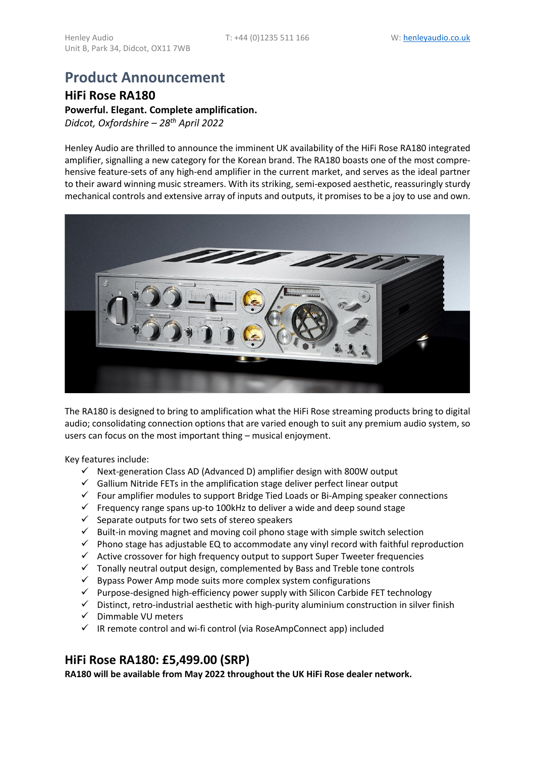Henley Audio
Unit B, Park 34, Didcot, OX11 7WB

T: +44 (0)1235 511 166

W: henleyaudio.co.uk

# Product Announcement

## HiFi Rose RA180

**Powerful. Elegant. Complete amplification.**

*Didcot, Oxfordshire – 28th April 2022*

Henley Audio are thrilled to announce the imminent UK availability of the HiFi Rose RA180 integrated amplifier, signalling a new category for the Korean brand. The RA180 boasts one of the most comprehensive feature-sets of any high-end amplifier in the current market, and serves as the ideal partner to their award winning music streamers. With its striking, semi-exposed aesthetic, reassuringly sturdy mechanical controls and extensive array of inputs and outputs, it promises to be a joy to use and own.

The RA180 is designed to bring to amplification what the HiFi Rose streaming products bring to digital audio; consolidating connection options that are varied enough to suit any premium audio system, so users can focus on the most important thing – musical enjoyment.

Key features include:

- ✓ Next-generation Class AD (Advanced D) amplifier design with 800W output
- ✓ Gallium Nitride FETs in the amplification stage deliver perfect linear output
- ✓ Four amplifier modules to support Bridge Tied Loads or Bi-Amping speaker connections
- ✓ Frequency range spans up-to 100kHz to deliver a wide and deep sound stage
- ✓ Separate outputs for two sets of stereo speakers
- ✓ Built-in moving magnet and moving coil phono stage with simple switch selection
- ✓ Phono stage has adjustable EQ to accommodate any vinyl record with faithful reproduction
- ✓ Active crossover for high frequency output to support Super Tweeter frequencies
- ✓ Tonally neutral output design, complemented by Bass and Treble tone controls
- ✓ Bypass Power Amp mode suits more complex system configurations
- ✓ Purpose-designed high-efficiency power supply with Silicon Carbide FET technology
- ✓ Distinct, retro-industrial aesthetic with high-purity aluminium construction in silver finish
- ✓ Dimmable VU meters
- ✓ IR remote control and wi-fi control (via RoseAmpConnect app) included

## HiFi Rose RA180: £5,499.00 (SRP)

**RA180 will be available from May 2022 throughout the UK HiFi Rose dealer network.**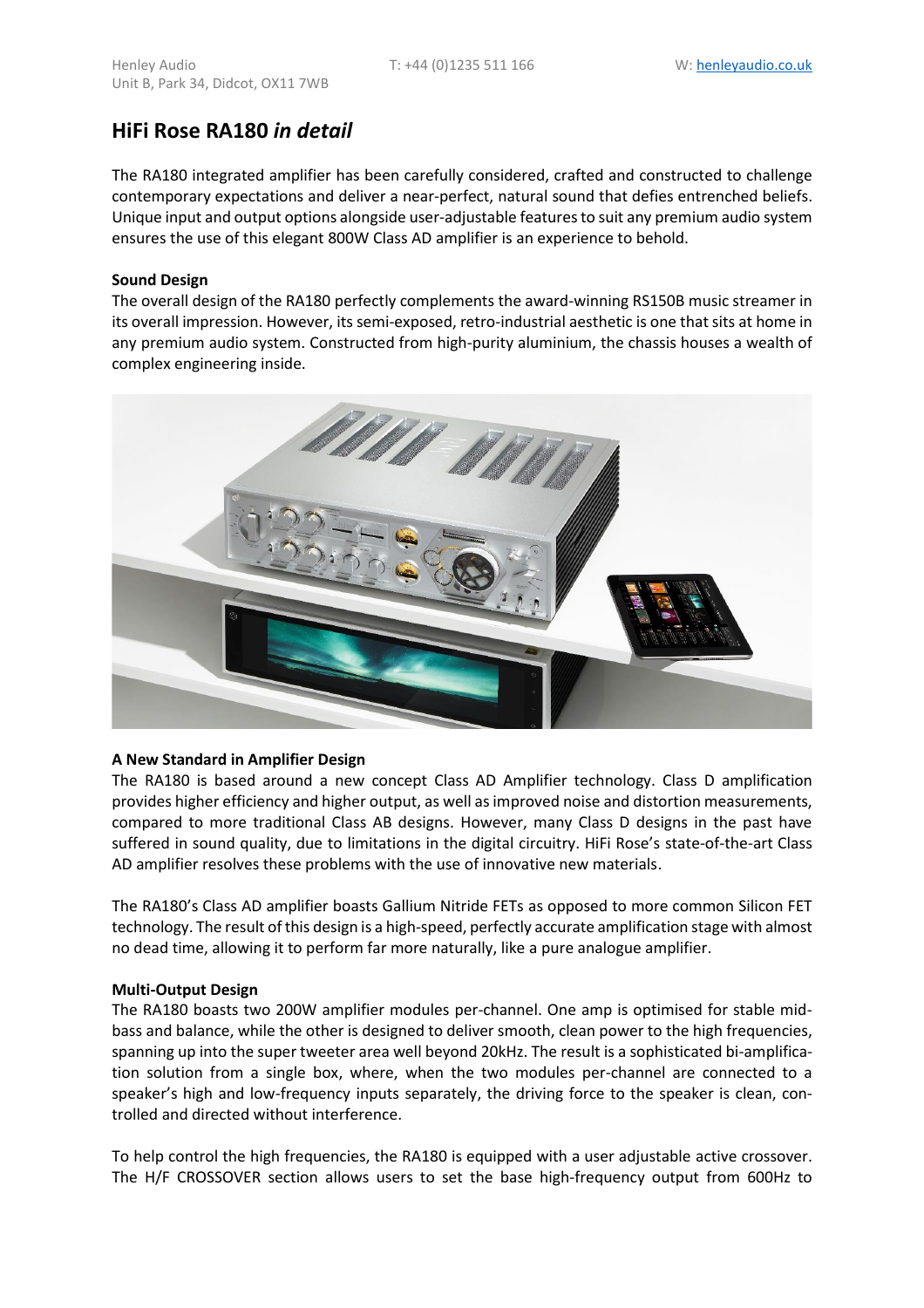# HiFi Rose RA180 *in detail*

The RA180 integrated amplifier has been carefully considered, crafted and constructed to challenge contemporary expectations and deliver a near-perfect, natural sound that defies entrenched beliefs. Unique input and output options alongside user-adjustable features to suit any premium audio system ensures the use of this elegant 800W Class AD amplifier is an experience to behold.

**Sound Design**

The overall design of the RA180 perfectly complements the award-winning RS150B music streamer in its overall impression. However, its semi-exposed, retro-industrial aesthetic is one that sits at home in any premium audio system. Constructed from high-purity aluminium, the chassis houses a wealth of complex engineering inside.

**A New Standard in Amplifier Design**

The RA180 is based around a new concept Class AD Amplifier technology. Class D amplification provides higher efficiency and higher output, as well as improved noise and distortion measurements, compared to more traditional Class AB designs. However, many Class D designs in the past have suffered in sound quality, due to limitations in the digital circuitry. HiFi Rose's state-of-the-art Class AD amplifier resolves these problems with the use of innovative new materials.

The RA180's Class AD amplifier boasts Gallium Nitride FETs as opposed to more common Silicon FET technology. The result of this design is a high-speed, perfectly accurate amplification stage with almost no dead time, allowing it to perform far more naturally, like a pure analogue amplifier.

**Multi-Output Design**

The RA180 boasts two 200W amplifier modules per-channel. One amp is optimised for stable mid-bass and balance, while the other is designed to deliver smooth, clean power to the high frequencies, spanning up into the super tweeter area well beyond 20kHz. The result is a sophisticated bi-amplification solution from a single box, where, when the two modules per-channel are connected to a speaker's high and low-frequency inputs separately, the driving force to the speaker is clean, controlled and directed without interference.

To help control the high frequencies, the RA180 is equipped with a user adjustable active crossover. The H/F CROSSOVER section allows users to set the base high-frequency output from 600Hz to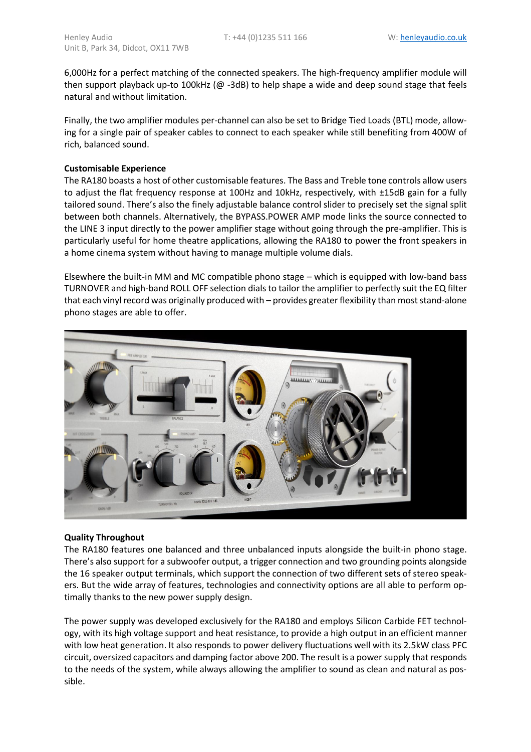6,000Hz for a perfect matching of the connected speakers. The high-frequency amplifier module will then support playback up-to 100kHz (@ -3dB) to help shape a wide and deep sound stage that feels natural and without limitation.

Finally, the two amplifier modules per-channel can also be set to Bridge Tied Loads (BTL) mode, allowing for a single pair of speaker cables to connect to each speaker while still benefiting from 400W of rich, balanced sound.

**Customisable Experience**

The RA180 boasts a host of other customisable features. The Bass and Treble tone controls allow users to adjust the flat frequency response at 100Hz and 10kHz, respectively, with ±15dB gain for a fully tailored sound. There's also the finely adjustable balance control slider to precisely set the signal split between both channels. Alternatively, the BYPASS.POWER AMP mode links the source connected to the LINE 3 input directly to the power amplifier stage without going through the pre-amplifier. This is particularly useful for home theatre applications, allowing the RA180 to power the front speakers in a home cinema system without having to manage multiple volume dials.

Elsewhere the built-in MM and MC compatible phono stage – which is equipped with low-band bass TURNOVER and high-band ROLL OFF selection dials to tailor the amplifier to perfectly suit the EQ filter that each vinyl record was originally produced with – provides greater flexibility than most stand-alone phono stages are able to offer.

**Quality Throughout**

The RA180 features one balanced and three unbalanced inputs alongside the built-in phono stage. There's also support for a subwoofer output, a trigger connection and two grounding points alongside the 16 speaker output terminals, which support the connection of two different sets of stereo speakers. But the wide array of features, technologies and connectivity options are all able to perform optimally thanks to the new power supply design.

The power supply was developed exclusively for the RA180 and employs Silicon Carbide FET technology, with its high voltage support and heat resistance, to provide a high output in an efficient manner with low heat generation. It also responds to power delivery fluctuations well with its 2.5kW class PFC circuit, oversized capacitors and damping factor above 200. The result is a power supply that responds to the needs of the system, while always allowing the amplifier to sound as clean and natural as possible.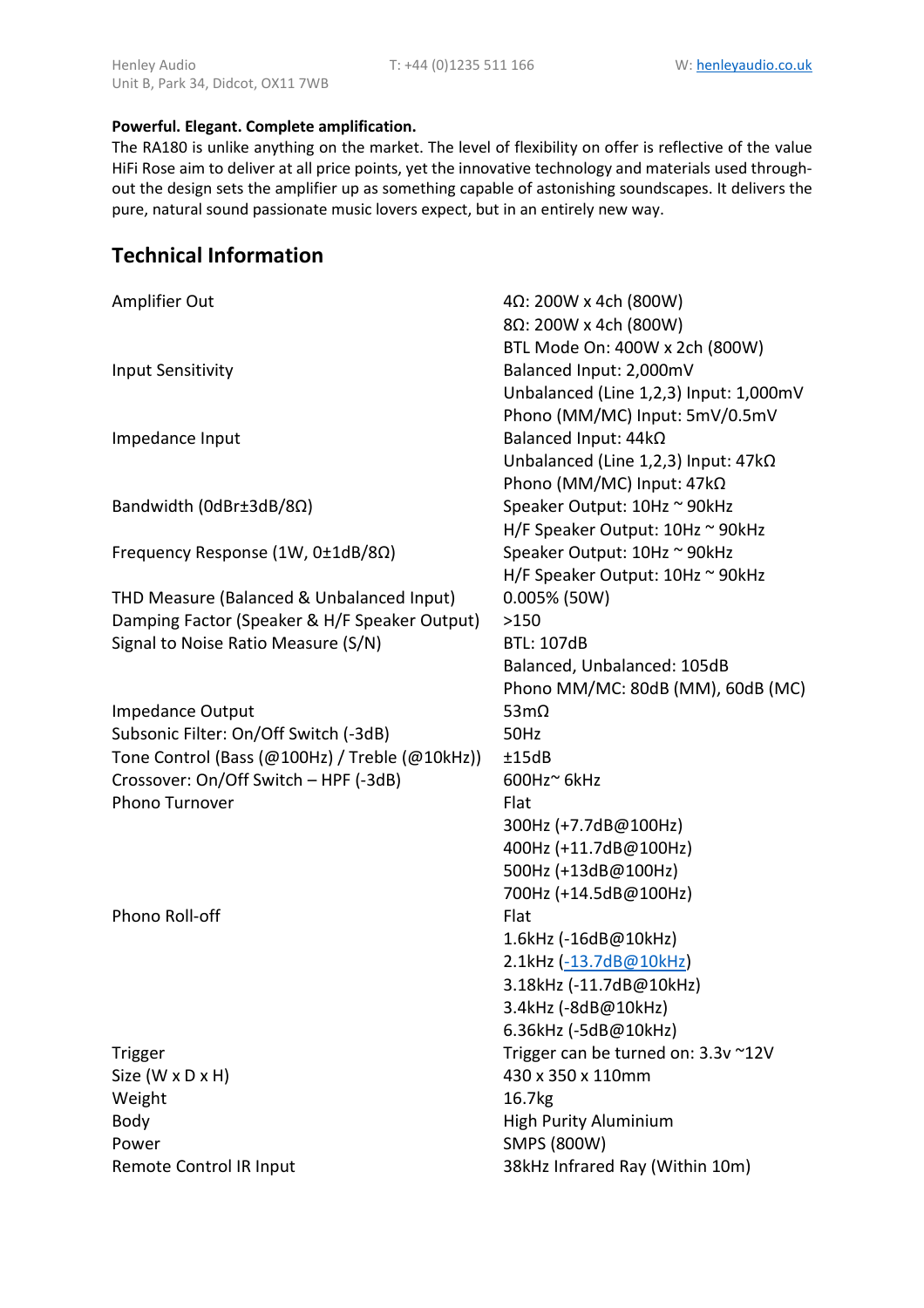**Powerful. Elegant. Complete amplification.**

The RA180 is unlike anything on the market. The level of flexibility on offer is reflective of the value HiFi Rose aim to deliver at all price points, yet the innovative technology and materials used throughout the design sets the amplifier up as something capable of astonishing soundscapes. It delivers the pure, natural sound passionate music lovers expect, but in an entirely new way.

## Technical Information

| | |
|---|---|
| Amplifier Out | 4Ω: 200W x 4ch (800W)<br>8Ω: 200W x 4ch (800W)<br>BTL Mode On: 400W x 2ch (800W) |
| Input Sensitivity | Balanced Input: 2,000mV<br>Unbalanced (Line 1,2,3) Input: 1,000mV<br>Phono (MM/MC) Input: 5mV/0.5mV |
| Impedance Input | Balanced Input: 44kΩ<br>Unbalanced (Line 1,2,3) Input: 47kΩ<br>Phono (MM/MC) Input: 47kΩ |
| Bandwidth (0dBr±3dB/8Ω) | Speaker Output: 10Hz ~ 90kHz<br>H/F Speaker Output: 10Hz ~ 90kHz |
| Frequency Response (1W, 0±1dB/8Ω) | Speaker Output: 10Hz ~ 90kHz<br>H/F Speaker Output: 10Hz ~ 90kHz |
| THD Measure (Balanced & Unbalanced Input) | 0.005% (50W) |
| Damping Factor (Speaker & H/F Speaker Output) | >150 |
| Signal to Noise Ratio Measure (S/N) | BTL: 107dB<br>Balanced, Unbalanced: 105dB<br>Phono MM/MC: 80dB (MM), 60dB (MC) |
| Impedance Output | 53mΩ |
| Subsonic Filter: On/Off Switch (-3dB) | 50Hz |
| Tone Control (Bass (@100Hz) / Treble (@10kHz)) | ±15dB |
| Crossover: On/Off Switch – HPF (-3dB) | 600Hz~ 6kHz |
| Phono Turnover | Flat<br>300Hz (+7.7dB@100Hz)<br>400Hz (+11.7dB@100Hz)<br>500Hz (+13dB@100Hz)<br>700Hz (+14.5dB@100Hz) |
| Phono Roll-off | Flat<br>1.6kHz (-16dB@10kHz)<br>2.1kHz (-13.7dB@10kHz)<br>3.18kHz (-11.7dB@10kHz)<br>3.4kHz (-8dB@10kHz)<br>6.36kHz (-5dB@10kHz) |
| Trigger | Trigger can be turned on: 3.3v ~12V |
| Size (W x D x H) | 430 x 350 x 110mm |
| Weight | 16.7kg |
| Body | High Purity Aluminium |
| Power | SMPS (800W) |
| Remote Control IR Input | 38kHz Infrared Ray (Within 10m) |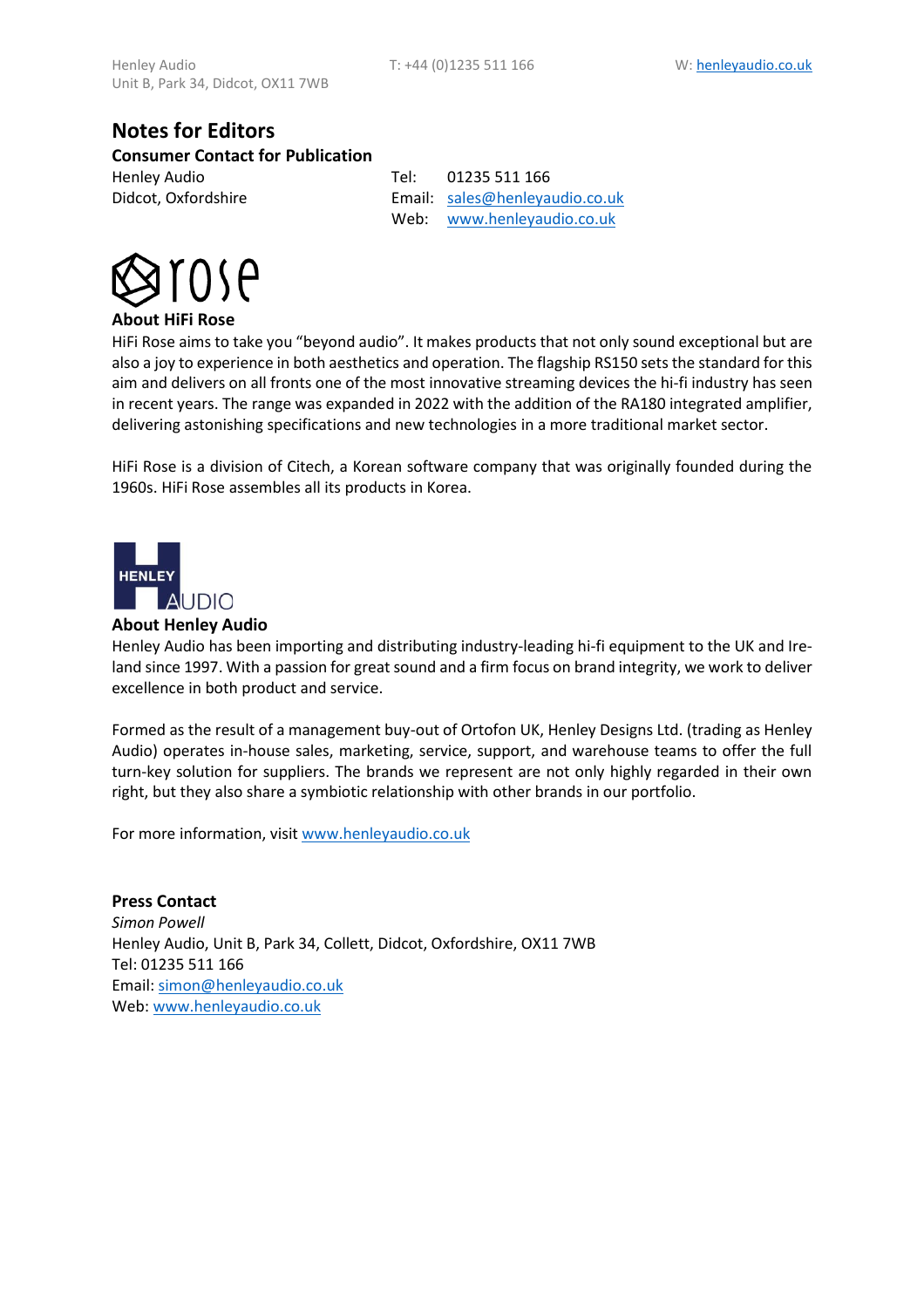## Notes for Editors

### Consumer Contact for Publication

Henley Audio
Didcot, Oxfordshire

Tel: 01235 511 166
Email: sales@henleyaudio.co.uk
Web: www.henleyaudio.co.uk

### About HiFi Rose

HiFi Rose aims to take you "beyond audio". It makes products that not only sound exceptional but are also a joy to experience in both aesthetics and operation. The flagship RS150 sets the standard for this aim and delivers on all fronts one of the most innovative streaming devices the hi-fi industry has seen in recent years. The range was expanded in 2022 with the addition of the RA180 integrated amplifier, delivering astonishing specifications and new technologies in a more traditional market sector.

HiFi Rose is a division of Citech, a Korean software company that was originally founded during the 1960s. HiFi Rose assembles all its products in Korea.

### About Henley Audio

Henley Audio has been importing and distributing industry-leading hi-fi equipment to the UK and Ireland since 1997. With a passion for great sound and a firm focus on brand integrity, we work to deliver excellence in both product and service.

Formed as the result of a management buy-out of Ortofon UK, Henley Designs Ltd. (trading as Henley Audio) operates in-house sales, marketing, service, support, and warehouse teams to offer the full turn-key solution for suppliers. The brands we represent are not only highly regarded in their own right, but they also share a symbiotic relationship with other brands in our portfolio.

For more information, visit www.henleyaudio.co.uk

### Press Contact

*Simon Powell*
Henley Audio, Unit B, Park 34, Collett, Didcot, Oxfordshire, OX11 7WB
Tel: 01235 511 166
Email: simon@henleyaudio.co.uk
Web: www.henleyaudio.co.uk